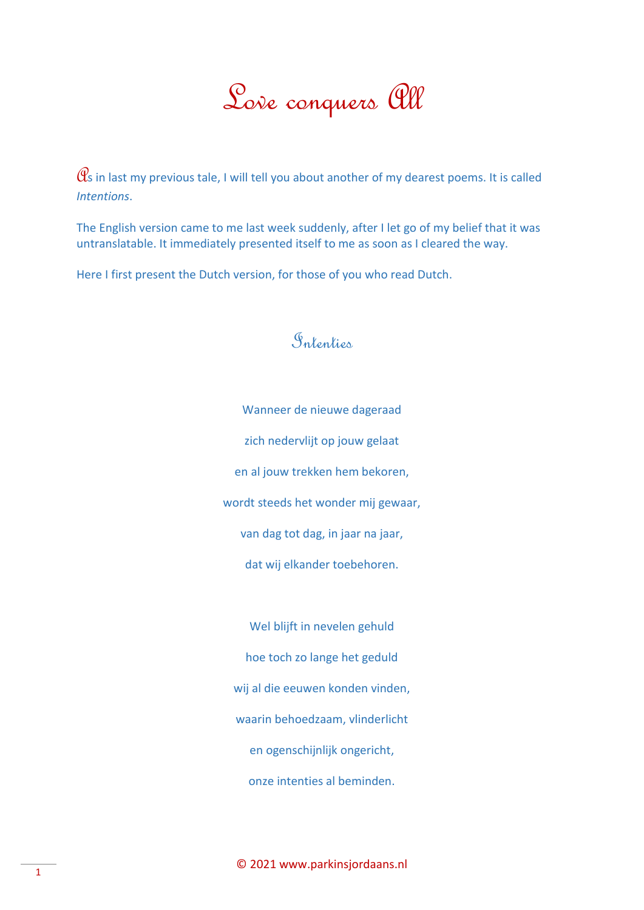# Love conquers All

As in last my previous tale, I will tell you about another of my dearest poems. It is called *Intentions*.

The English version came to me last week suddenly, after I let go of my belief that it was untranslatable. It immediately presented itself to me as soon as I cleared the way.

Here I first present the Dutch version, for those of you who read Dutch.

## Intenties

Wanneer de nieuwe dageraad

zich nedervlijt op jouw gelaat

en al jouw trekken hem bekoren,

wordt steeds het wonder mij gewaar,

van dag tot dag, in jaar na jaar,

dat wij elkander toebehoren.

Wel blijft in nevelen gehuld

hoe toch zo lange het geduld

wij al die eeuwen konden vinden,

waarin behoedzaam, vlinderlicht

en ogenschijnlijk ongericht,

onze intenties al beminden.

© 2021 www.parkinsjordaans.nl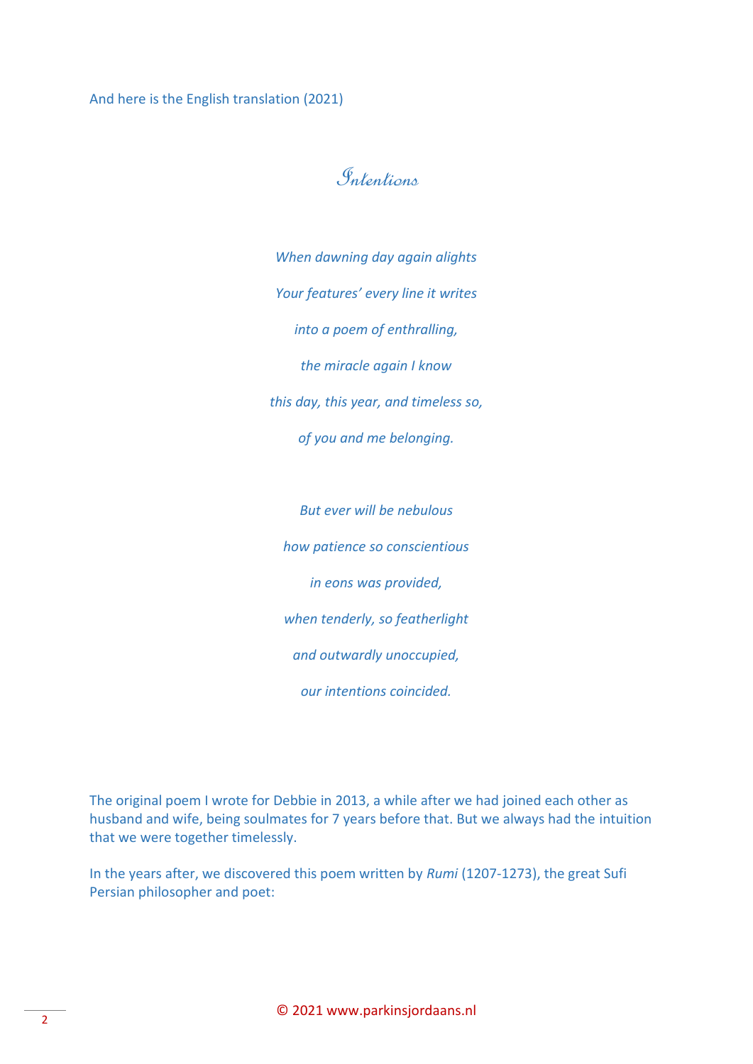And here is the English translation (2021)

# Intentions

*When dawning day again alights*

*Your features' every line it writes*

*into a poem of enthralling,*

*the miracle again I know*

*this day, this year, and timeless so,*

*of you and me belonging.*

*But ever will be nebulous*

*how patience so conscientious*

*in eons was provided,*

*when tenderly, so featherlight*

*and outwardly unoccupied,*

*our intentions coincided.*

The original poem I wrote for Debbie in 2013, a while after we had joined each other as husband and wife, being soulmates for 7 years before that. But we always had the intuition that we were together timelessly.

In the years after, we discovered this poem written by *Rumi* (1207-1273), the great Sufi Persian philosopher and poet: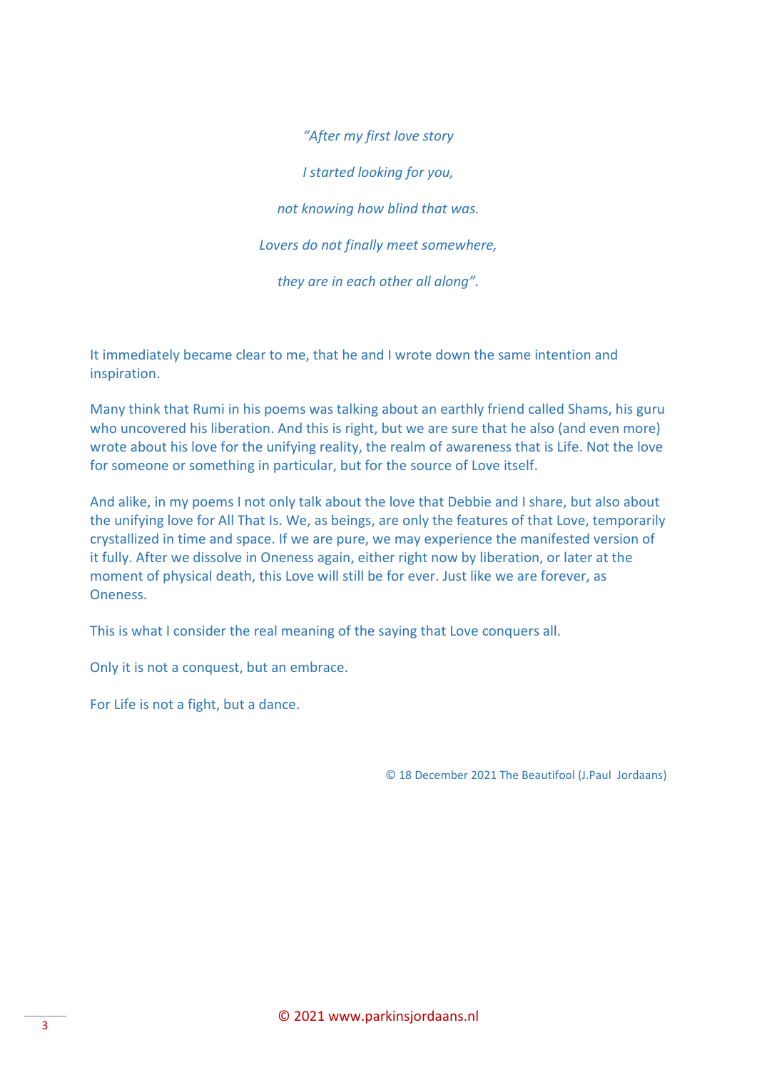*"After my first love story*

*I started looking for you,*

*not knowing how blind that was.*

*Lovers do not finally meet somewhere,*

*they are in each other all along".*

It immediately became clear to me, that he and I wrote down the same intention and inspiration.

Many think that Rumi in his poems was talking about an earthly friend called Shams, his guru who uncovered his liberation. And this is right, but we are sure that he also (and even more) wrote about his love for the unifying reality, the realm of awareness that is Life. Not the love for someone or something in particular, but for the source of Love itself.

And alike, in my poems I not only talk about the love that Debbie and I share, but also about the unifying love for All That Is. We, as beings, are only the features of that Love, temporarily crystallized in time and space. If we are pure, we may experience the manifested version of it fully. After we dissolve in Oneness again, either right now by liberation, or later at the moment of physical death, this Love will still be for ever. Just like we are forever, as Oneness.

This is what I consider the real meaning of the saying that Love conquers all.

Only it is not a conquest, but an embrace.

For Life is not a fight, but a dance.

© 18 December 2021 The Beautifool (J.Paul Jordaans)